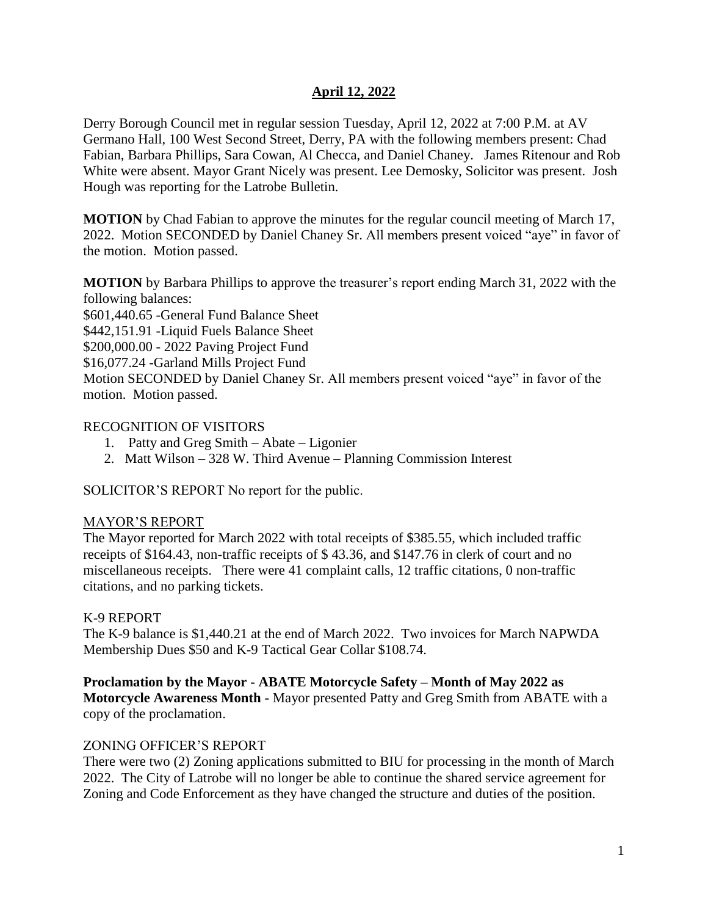# April 12, 2022

Derry Borough Council met in regular session Tuesday, April 12, 2022 at 7:00 P.M. at AV Germano Hall, 100 West Second Street, Derry, PA with the following members present: Chad Fabian, Barbara Phillips, Sara Cowan, Al Checca, and Daniel Chaney. James Ritenour and Rob White were absent. Mayor Grant Nicely was present. Lee Demosky, Solicitor was present. Josh Hough was reporting for the Latrobe Bulletin.

**MOTION** by Chad Fabian to approve the minutes for the regular council meeting of March 17, 2022. Motion SECONDED by Daniel Chaney Sr. All members present voiced "aye" in favor of the motion. Motion passed.

**MOTION** by Barbara Phillips to approve the treasurer's report ending March 31, 2022 with the following balances:
$601,440.65 -General Fund Balance Sheet
$442,151.91 -Liquid Fuels Balance Sheet
$200,000.00 - 2022 Paving Project Fund
$16,077.24 -Garland Mills Project Fund
Motion SECONDED by Daniel Chaney Sr. All members present voiced "aye" in favor of the motion. Motion passed.

RECOGNITION OF VISITORS

1. Patty and Greg Smith – Abate – Ligonier
2. Matt Wilson – 328 W. Third Avenue – Planning Commission Interest

SOLICITOR'S REPORT No report for the public.

MAYOR'S REPORT

The Mayor reported for March 2022 with total receipts of $385.55, which included traffic receipts of $164.43, non-traffic receipts of $ 43.36, and $147.76 in clerk of court and no miscellaneous receipts. There were 41 complaint calls, 12 traffic citations, 0 non-traffic citations, and no parking tickets.

K-9 REPORT

The K-9 balance is $1,440.21 at the end of March 2022. Two invoices for March NAPWDA Membership Dues $50 and K-9 Tactical Gear Collar $108.74.

**Proclamation by the Mayor - ABATE Motorcycle Safety – Month of May 2022 as Motorcycle Awareness Month -** Mayor presented Patty and Greg Smith from ABATE with a copy of the proclamation.

ZONING OFFICER'S REPORT

There were two (2) Zoning applications submitted to BIU for processing in the month of March 2022. The City of Latrobe will no longer be able to continue the shared service agreement for Zoning and Code Enforcement as they have changed the structure and duties of the position.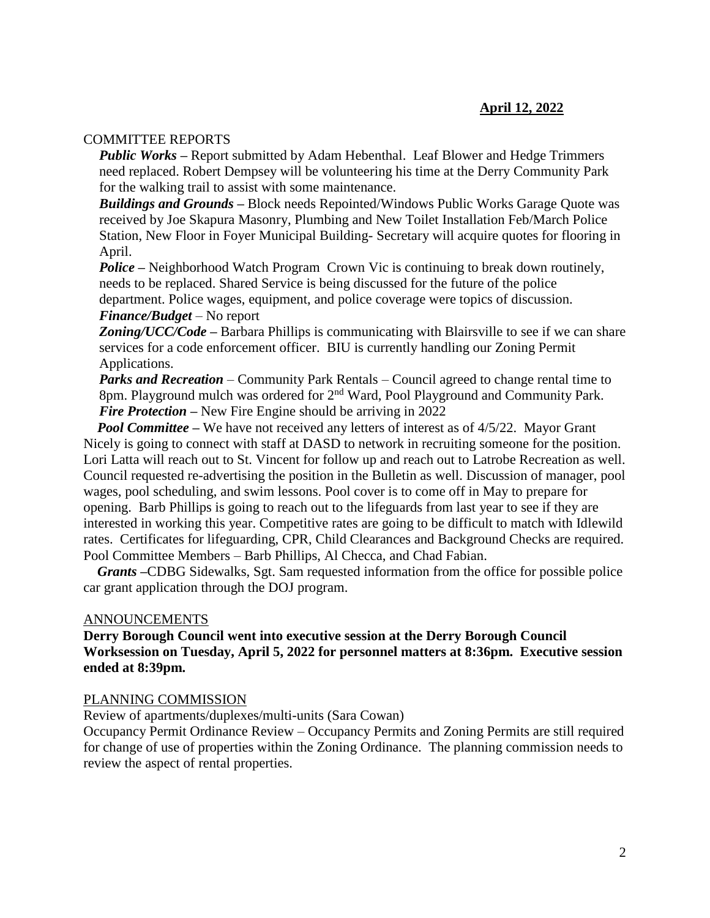**April 12, 2022**

COMMITTEE REPORTS

***Public Works*** – Report submitted by Adam Hebenthal. Leaf Blower and Hedge Trimmers need replaced. Robert Dempsey will be volunteering his time at the Derry Community Park for the walking trail to assist with some maintenance.

***Buildings and Grounds*** – Block needs Repointed/Windows Public Works Garage Quote was received by Joe Skapura Masonry, Plumbing and New Toilet Installation Feb/March Police Station, New Floor in Foyer Municipal Building- Secretary will acquire quotes for flooring in April.

***Police*** – Neighborhood Watch Program Crown Vic is continuing to break down routinely, needs to be replaced. Shared Service is being discussed for the future of the police department. Police wages, equipment, and police coverage were topics of discussion.

***Finance/Budget*** – No report

***Zoning/UCC/Code*** – Barbara Phillips is communicating with Blairsville to see if we can share services for a code enforcement officer. BIU is currently handling our Zoning Permit Applications.

***Parks and Recreation*** – Community Park Rentals – Council agreed to change rental time to 8pm. Playground mulch was ordered for 2nd Ward, Pool Playground and Community Park.

***Fire Protection*** – New Fire Engine should be arriving in 2022

***Pool Committee*** – We have not received any letters of interest as of 4/5/22. Mayor Grant Nicely is going to connect with staff at DASD to network in recruiting someone for the position. Lori Latta will reach out to St. Vincent for follow up and reach out to Latrobe Recreation as well. Council requested re-advertising the position in the Bulletin as well. Discussion of manager, pool wages, pool scheduling, and swim lessons. Pool cover is to come off in May to prepare for opening. Barb Phillips is going to reach out to the lifeguards from last year to see if they are interested in working this year. Competitive rates are going to be difficult to match with Idlewild rates. Certificates for lifeguarding, CPR, Child Clearances and Background Checks are required. Pool Committee Members – Barb Phillips, Al Checca, and Chad Fabian.

***Grants*** –CDBG Sidewalks, Sgt. Sam requested information from the office for possible police car grant application through the DOJ program.

ANNOUNCEMENTS

**Derry Borough Council went into executive session at the Derry Borough Council Worksession on Tuesday, April 5, 2022 for personnel matters at 8:36pm. Executive session ended at 8:39pm.**

PLANNING COMMISSION

Review of apartments/duplexes/multi-units (Sara Cowan)

Occupancy Permit Ordinance Review – Occupancy Permits and Zoning Permits are still required for change of use of properties within the Zoning Ordinance. The planning commission needs to review the aspect of rental properties.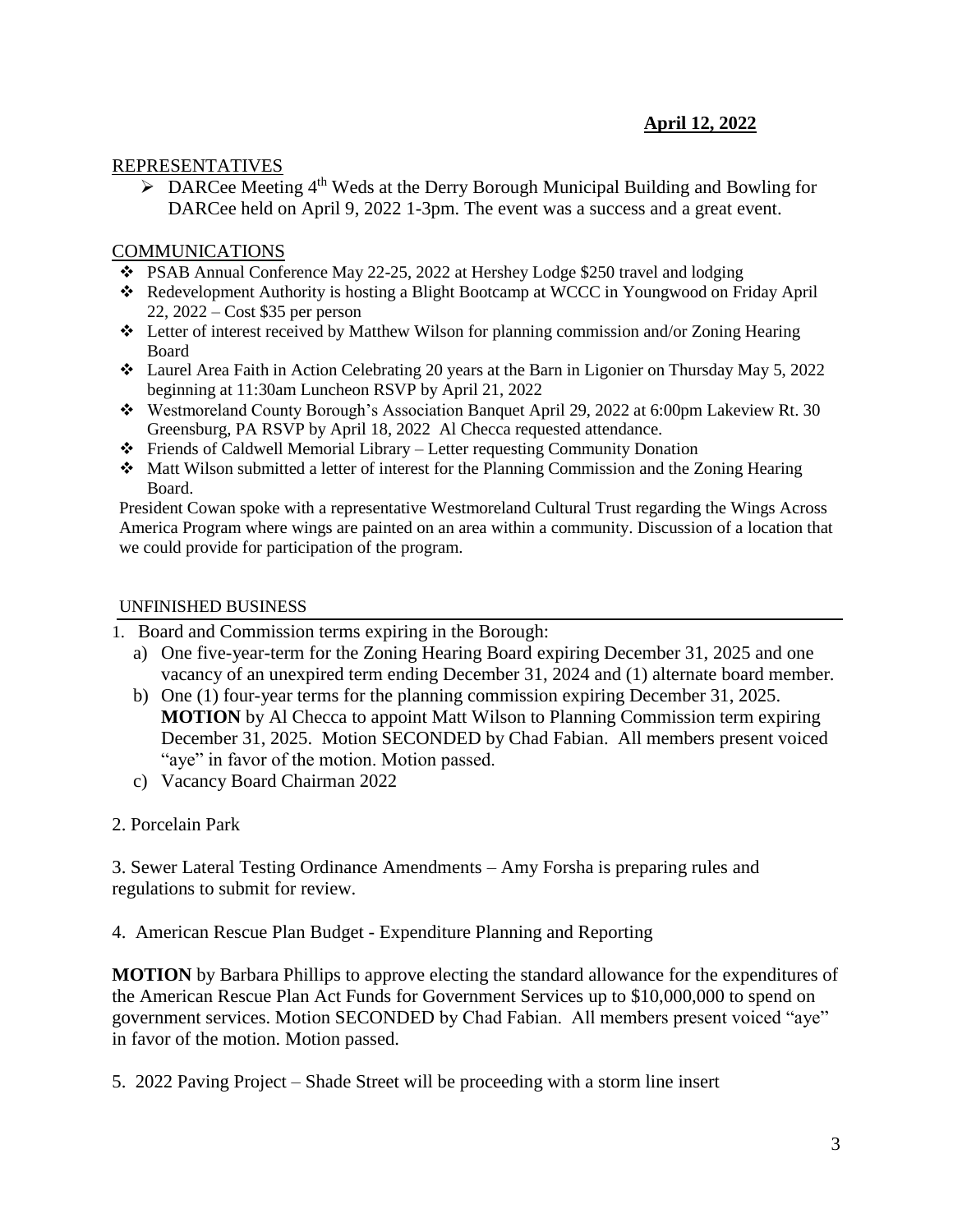**April 12, 2022**

## REPRESENTATIVES

- DARCee Meeting 4th Weds at the Derry Borough Municipal Building and Bowling for DARCee held on April 9, 2022 1-3pm. The event was a success and a great event.

## COMMUNICATIONS

- PSAB Annual Conference May 22-25, 2022 at Hershey Lodge $250 travel and lodging
- Redevelopment Authority is hosting a Blight Bootcamp at WCCC in Youngwood on Friday April 22, 2022 – Cost $35 per person
- Letter of interest received by Matthew Wilson for planning commission and/or Zoning Hearing Board
- Laurel Area Faith in Action Celebrating 20 years at the Barn in Ligonier on Thursday May 5, 2022 beginning at 11:30am Luncheon RSVP by April 21, 2022
- Westmoreland County Borough's Association Banquet April 29, 2022 at 6:00pm Lakeview Rt. 30 Greensburg, PA RSVP by April 18, 2022 Al Checca requested attendance.
- Friends of Caldwell Memorial Library – Letter requesting Community Donation
- Matt Wilson submitted a letter of interest for the Planning Commission and the Zoning Hearing Board.

President Cowan spoke with a representative Westmoreland Cultural Trust regarding the Wings Across America Program where wings are painted on an area within a community. Discussion of a location that we could provide for participation of the program.

## UNFINISHED BUSINESS

1. Board and Commission terms expiring in the Borough:
   a) One five-year-term for the Zoning Hearing Board expiring December 31, 2025 and one vacancy of an unexpired term ending December 31, 2024 and (1) alternate board member.
   b) One (1) four-year terms for the planning commission expiring December 31, 2025. **MOTION** by Al Checca to appoint Matt Wilson to Planning Commission term expiring December 31, 2025. Motion SECONDED by Chad Fabian. All members present voiced "aye" in favor of the motion. Motion passed.
   c) Vacancy Board Chairman 2022

2. Porcelain Park

3. Sewer Lateral Testing Ordinance Amendments – Amy Forsha is preparing rules and regulations to submit for review.

4. American Rescue Plan Budget - Expenditure Planning and Reporting

**MOTION** by Barbara Phillips to approve electing the standard allowance for the expenditures of the American Rescue Plan Act Funds for Government Services up to $10,000,000 to spend on government services. Motion SECONDED by Chad Fabian. All members present voiced "aye" in favor of the motion. Motion passed.

5. 2022 Paving Project – Shade Street will be proceeding with a storm line insert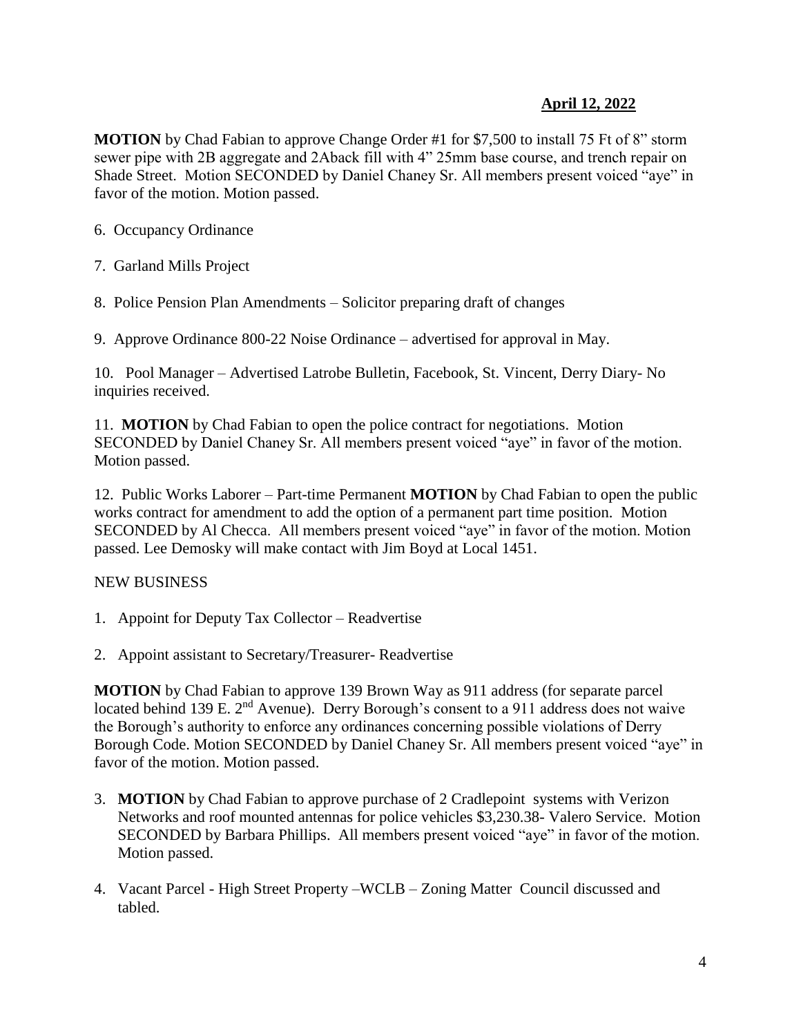**April 12, 2022**

**MOTION** by Chad Fabian to approve Change Order #1 for $7,500 to install 75 Ft of 8" storm sewer pipe with 2B aggregate and 2Aback fill with 4" 25mm base course, and trench repair on Shade Street. Motion SECONDED by Daniel Chaney Sr. All members present voiced "aye" in favor of the motion. Motion passed.

6. Occupancy Ordinance

7. Garland Mills Project

8. Police Pension Plan Amendments – Solicitor preparing draft of changes

9. Approve Ordinance 800-22 Noise Ordinance – advertised for approval in May.

10. Pool Manager – Advertised Latrobe Bulletin, Facebook, St. Vincent, Derry Diary- No inquiries received.

11. **MOTION** by Chad Fabian to open the police contract for negotiations. Motion SECONDED by Daniel Chaney Sr. All members present voiced "aye" in favor of the motion. Motion passed.

12. Public Works Laborer – Part-time Permanent **MOTION** by Chad Fabian to open the public works contract for amendment to add the option of a permanent part time position. Motion SECONDED by Al Checca. All members present voiced "aye" in favor of the motion. Motion passed. Lee Demosky will make contact with Jim Boyd at Local 1451.

NEW BUSINESS

1. Appoint for Deputy Tax Collector – Readvertise

2. Appoint assistant to Secretary/Treasurer- Readvertise

**MOTION** by Chad Fabian to approve 139 Brown Way as 911 address (for separate parcel located behind 139 E. 2nd Avenue). Derry Borough's consent to a 911 address does not waive the Borough's authority to enforce any ordinances concerning possible violations of Derry Borough Code. Motion SECONDED by Daniel Chaney Sr. All members present voiced "aye" in favor of the motion. Motion passed.

3. **MOTION** by Chad Fabian to approve purchase of 2 Cradlepoint systems with Verizon Networks and roof mounted antennas for police vehicles $3,230.38- Valero Service. Motion SECONDED by Barbara Phillips. All members present voiced "aye" in favor of the motion. Motion passed.

4. Vacant Parcel - High Street Property –WCLB – Zoning Matter Council discussed and tabled.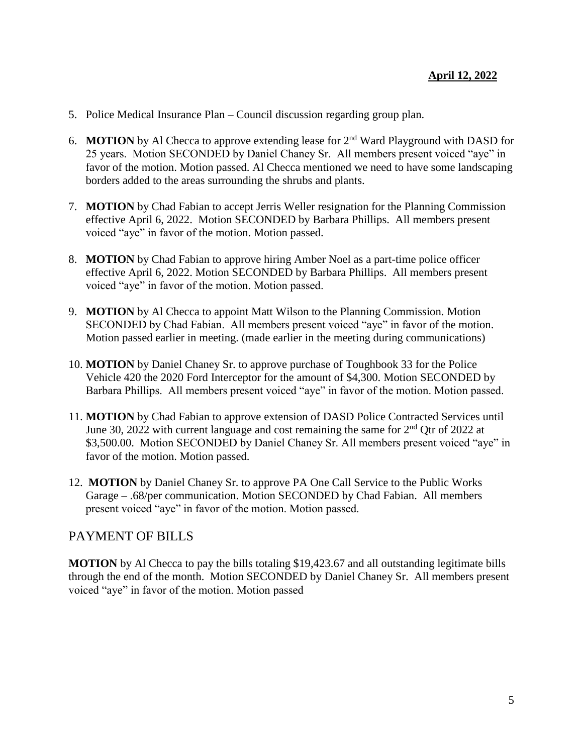**April 12, 2022**

5. Police Medical Insurance Plan – Council discussion regarding group plan.

6. **MOTION** by Al Checca to approve extending lease for 2nd Ward Playground with DASD for 25 years. Motion SECONDED by Daniel Chaney Sr. All members present voiced "aye" in favor of the motion. Motion passed. Al Checca mentioned we need to have some landscaping borders added to the areas surrounding the shrubs and plants.

7. **MOTION** by Chad Fabian to accept Jerris Weller resignation for the Planning Commission effective April 6, 2022. Motion SECONDED by Barbara Phillips. All members present voiced "aye" in favor of the motion. Motion passed.

8. **MOTION** by Chad Fabian to approve hiring Amber Noel as a part-time police officer effective April 6, 2022. Motion SECONDED by Barbara Phillips. All members present voiced "aye" in favor of the motion. Motion passed.

9. **MOTION** by Al Checca to appoint Matt Wilson to the Planning Commission. Motion SECONDED by Chad Fabian. All members present voiced "aye" in favor of the motion. Motion passed earlier in meeting. (made earlier in the meeting during communications)

10. **MOTION** by Daniel Chaney Sr. to approve purchase of Toughbook 33 for the Police Vehicle 420 the 2020 Ford Interceptor for the amount of $4,300. Motion SECONDED by Barbara Phillips. All members present voiced "aye" in favor of the motion. Motion passed.

11. **MOTION** by Chad Fabian to approve extension of DASD Police Contracted Services until June 30, 2022 with current language and cost remaining the same for 2nd Qtr of 2022 at $3,500.00. Motion SECONDED by Daniel Chaney Sr. All members present voiced "aye" in favor of the motion. Motion passed.

12. **MOTION** by Daniel Chaney Sr. to approve PA One Call Service to the Public Works Garage – .68/per communication. Motion SECONDED by Chad Fabian. All members present voiced "aye" in favor of the motion. Motion passed.

## PAYMENT OF BILLS

**MOTION** by Al Checca to pay the bills totaling $19,423.67 and all outstanding legitimate bills through the end of the month. Motion SECONDED by Daniel Chaney Sr. All members present voiced "aye" in favor of the motion. Motion passed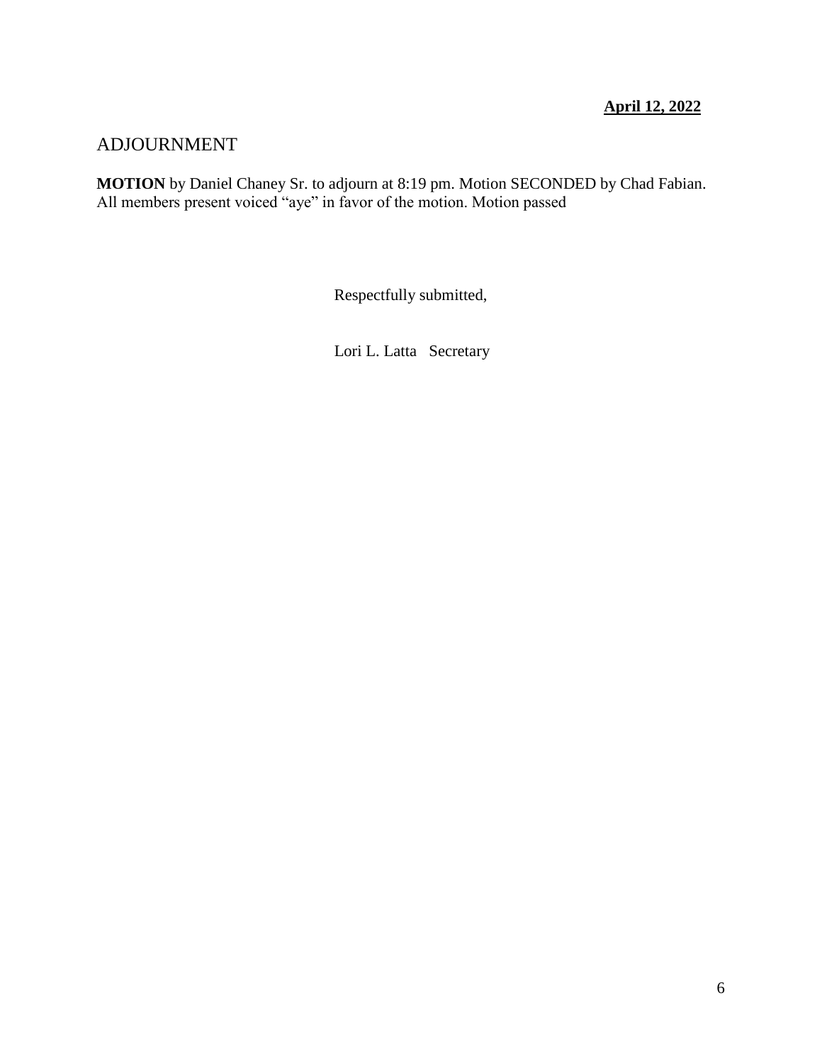**April 12, 2022**

## ADJOURNMENT

**MOTION** by Daniel Chaney Sr. to adjourn at 8:19 pm. Motion SECONDED by Chad Fabian. All members present voiced "aye" in favor of the motion. Motion passed

Respectfully submitted,

Lori L. Latta Secretary